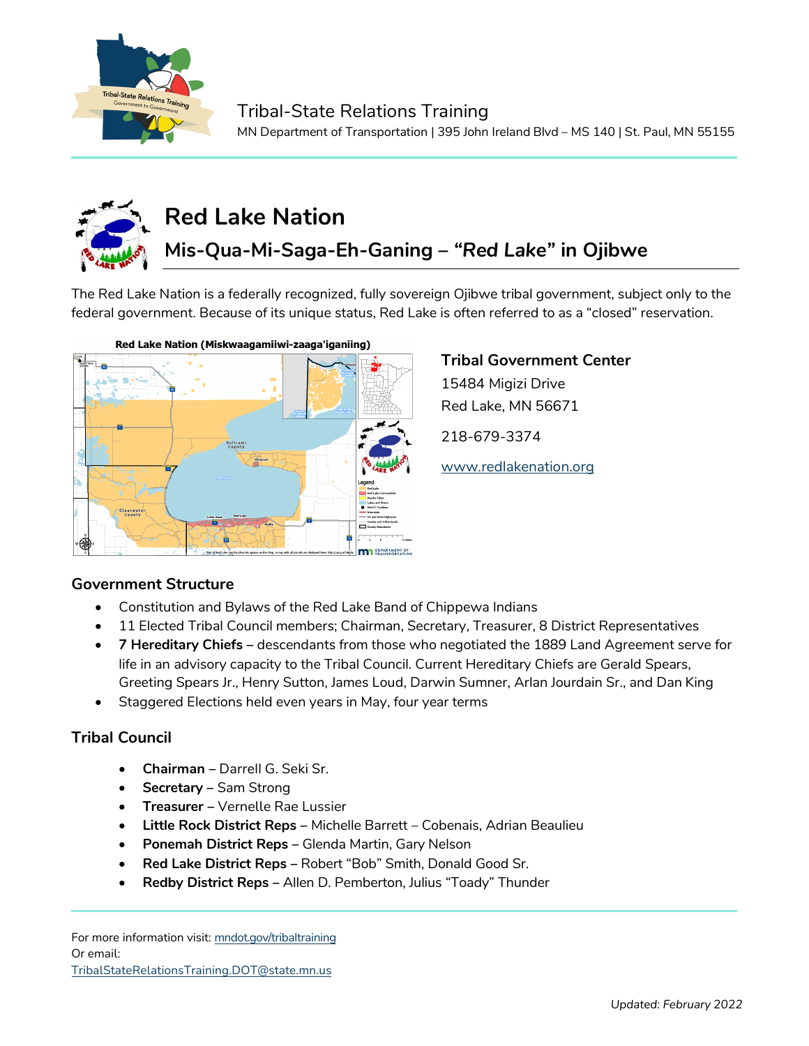Tribal-State Relations Training

MN Department of Transportation | 395 John Ireland Blvd – MS 140 | St. Paul, MN 55155

# Red Lake Nation

## Mis-Qua-Mi-Saga-Eh-Ganing – *"Red Lake"* in Ojibwe

The Red Lake Nation is a federally recognized, fully sovereign Ojibwe tribal government, subject only to the federal government. Because of its unique status, Red Lake is often referred to as a "closed" reservation.

Red Lake Nation (Miskwaagamiiwi-zaaga'iganiing)

### Tribal Government Center

15484 Migizi Drive
Red Lake, MN 56671

218-679-3374

[www.redlakenation.org](www.redlakenation.org)

### Government Structure

- Constitution and Bylaws of the Red Lake Band of Chippewa Indians
- 11 Elected Tribal Council members; Chairman, Secretary, Treasurer, 8 District Representatives
- **7 Hereditary Chiefs** – descendants from those who negotiated the 1889 Land Agreement serve for life in an advisory capacity to the Tribal Council. Current Hereditary Chiefs are Gerald Spears, Greeting Spears Jr., Henry Sutton, James Loud, Darwin Sumner, Arlan Jourdain Sr., and Dan King
- Staggered Elections held even years in May, four year terms

### Tribal Council

- **Chairman** – Darrell G. Seki Sr.
- **Secretary** – Sam Strong
- **Treasurer** – Vernelle Rae Lussier
- **Little Rock District Reps** – Michelle Barrett – Cobenais, Adrian Beaulieu
- **Ponemah District Reps** – Glenda Martin, Gary Nelson
- **Red Lake District Reps** – Robert "Bob" Smith, Donald Good Sr.
- **Redby District Reps** – Allen D. Pemberton, Julius "Toady" Thunder

For more information visit: [mndot.gov/tribaltraining](mndot.gov/tribaltraining)
Or email:
[TribalStateRelationsTraining.DOT@state.mn.us](mailto:TribalStateRelationsTraining.DOT@state.mn.us)

Updated: *February 2022*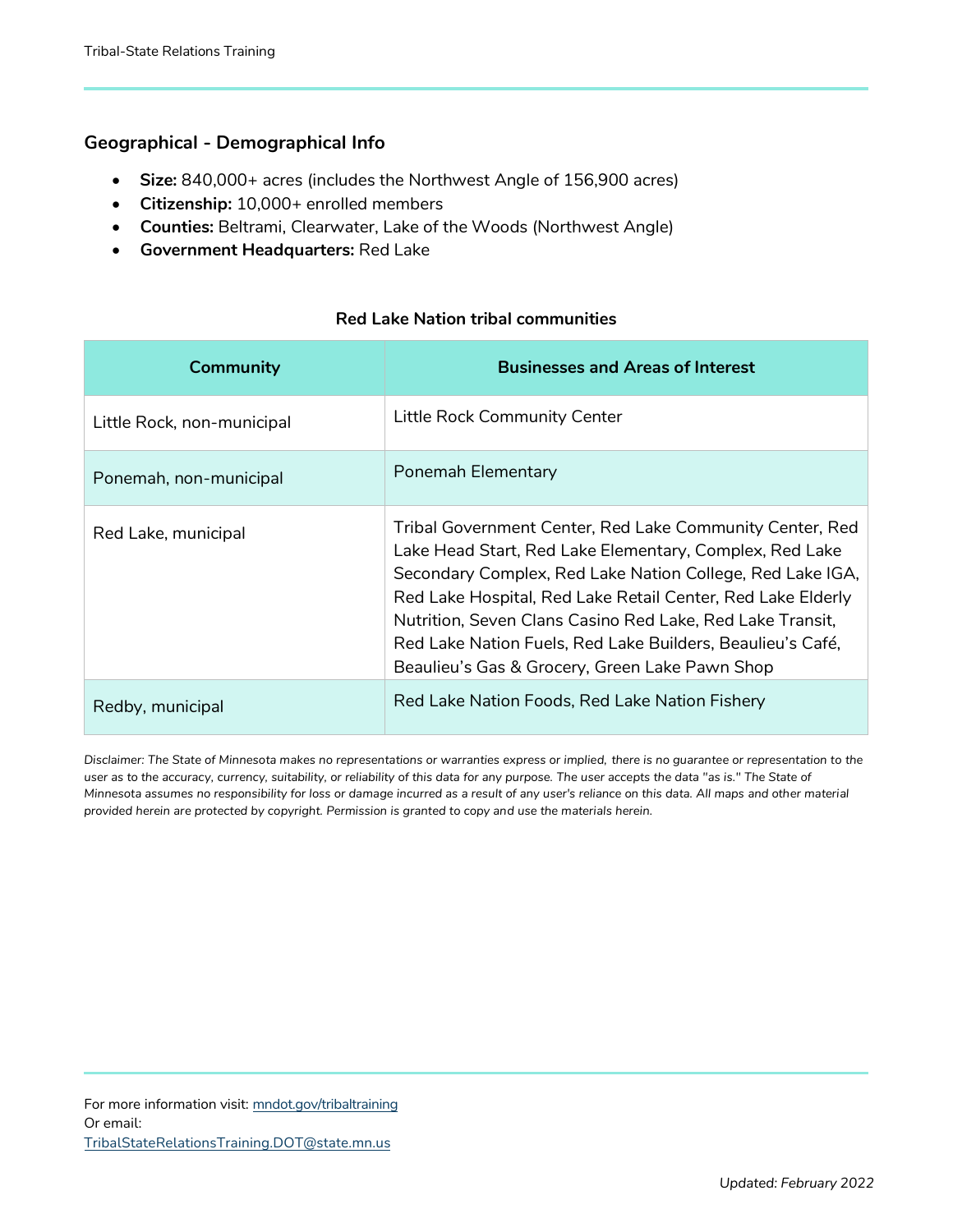## Geographical - Demographical Info

- **Size:** 840,000+ acres (includes the Northwest Angle of 156,900 acres)
- **Citizenship:** 10,000+ enrolled members
- **Counties:** Beltrami, Clearwater, Lake of the Woods (Northwest Angle)
- **Government Headquarters:** Red Lake

**Red Lake Nation tribal communities**

| Community | Businesses and Areas of Interest |
|---|---|
| Little Rock, non-municipal | Little Rock Community Center |
| Ponemah, non-municipal | Ponemah Elementary |
| Red Lake, municipal | Tribal Government Center, Red Lake Community Center, Red Lake Head Start, Red Lake Elementary, Complex, Red Lake Secondary Complex, Red Lake Nation College, Red Lake IGA, Red Lake Hospital, Red Lake Retail Center, Red Lake Elderly Nutrition, Seven Clans Casino Red Lake, Red Lake Transit, Red Lake Nation Fuels, Red Lake Builders, Beaulieu's Café, Beaulieu's Gas & Grocery, Green Lake Pawn Shop |
| Redby, municipal | Red Lake Nation Foods, Red Lake Nation Fishery |

*Disclaimer: The State of Minnesota makes no representations or warranties express or implied, there is no guarantee or representation to the user as to the accuracy, currency, suitability, or reliability of this data for any purpose. The user accepts the data "as is." The State of Minnesota assumes no responsibility for loss or damage incurred as a result of any user's reliance on this data. All maps and other material provided herein are protected by copyright. Permission is granted to copy and use the materials herein.*

For more information visit: mndot.gov/tribaltraining
Or email:
TribalStateRelationsTraining.DOT@state.mn.us

Updated: *February 2022*